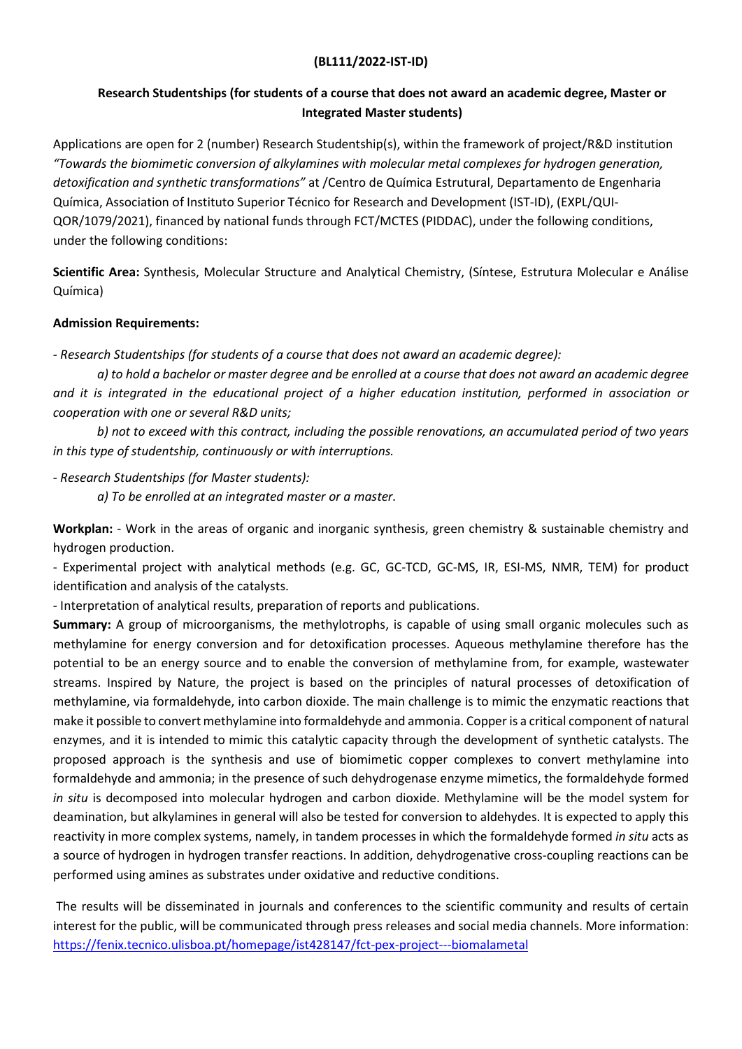**(BL111/2022-IST-ID)**

**Research Studentships (for students of a course that does not award an academic degree, Master or Integrated Master students)**

Applications are open for 2 (number) Research Studentship(s), within the framework of project/R&D institution *"Towards the biomimetic conversion of alkylamines with molecular metal complexes for hydrogen generation, detoxification and synthetic transformations"* at /Centro de Química Estrutural, Departamento de Engenharia Química, Association of Instituto Superior Técnico for Research and Development (IST-ID), (EXPL/QUI-QOR/1079/2021), financed by national funds through FCT/MCTES (PIDDAC), under the following conditions, under the following conditions:

**Scientific Area:** Synthesis, Molecular Structure and Analytical Chemistry, (Síntese, Estrutura Molecular e Análise Química)

**Admission Requirements:**

*- Research Studentships (for students of a course that does not award an academic degree):*

*a) to hold a bachelor or master degree and be enrolled at a course that does not award an academic degree and it is integrated in the educational project of a higher education institution, performed in association or cooperation with one or several R&D units;*

*b) not to exceed with this contract, including the possible renovations, an accumulated period of two years in this type of studentship, continuously or with interruptions.*

*- Research Studentships (for Master students):*

*a) To be enrolled at an integrated master or a master.*

**Workplan:** - Work in the areas of organic and inorganic synthesis, green chemistry & sustainable chemistry and hydrogen production.

- Experimental project with analytical methods (e.g. GC, GC-TCD, GC-MS, IR, ESI-MS, NMR, TEM) for product identification and analysis of the catalysts.
- Interpretation of analytical results, preparation of reports and publications.

**Summary:** A group of microorganisms, the methylotrophs, is capable of using small organic molecules such as methylamine for energy conversion and for detoxification processes. Aqueous methylamine therefore has the potential to be an energy source and to enable the conversion of methylamine from, for example, wastewater streams. Inspired by Nature, the project is based on the principles of natural processes of detoxification of methylamine, via formaldehyde, into carbon dioxide. The main challenge is to mimic the enzymatic reactions that make it possible to convert methylamine into formaldehyde and ammonia. Copper is a critical component of natural enzymes, and it is intended to mimic this catalytic capacity through the development of synthetic catalysts. The proposed approach is the synthesis and use of biomimetic copper complexes to convert methylamine into formaldehyde and ammonia; in the presence of such dehydrogenase enzyme mimetics, the formaldehyde formed *in situ* is decomposed into molecular hydrogen and carbon dioxide. Methylamine will be the model system for deamination, but alkylamines in general will also be tested for conversion to aldehydes. It is expected to apply this reactivity in more complex systems, namely, in tandem processes in which the formaldehyde formed *in situ* acts as a source of hydrogen in hydrogen transfer reactions. In addition, dehydrogenative cross-coupling reactions can be performed using amines as substrates under oxidative and reductive conditions.

The results will be disseminated in journals and conferences to the scientific community and results of certain interest for the public, will be communicated through press releases and social media channels. More information: https://fenix.tecnico.ulisboa.pt/homepage/ist428147/fct-pex-project---biomalametal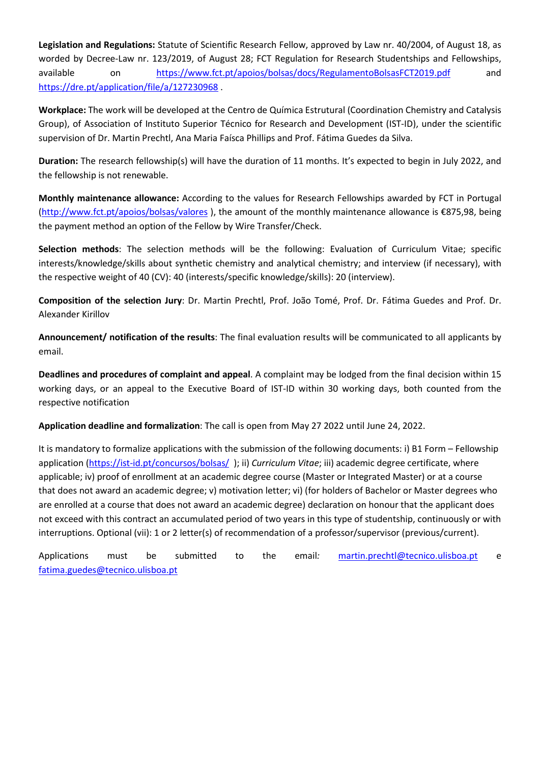**Legislation and Regulations:** Statute of Scientific Research Fellow, approved by Law nr. 40/2004, of August 18, as worded by Decree-Law nr. 123/2019, of August 28; FCT Regulation for Research Studentships and Fellowships, available on https://www.fct.pt/apoios/bolsas/docs/RegulamentoBolsasFCT2019.pdf and https://dre.pt/application/file/a/127230968 .

**Workplace:** The work will be developed at the Centro de Química Estrutural (Coordination Chemistry and Catalysis Group), of Association of Instituto Superior Técnico for Research and Development (IST-ID), under the scientific supervision of Dr. Martin Prechtl, Ana Maria Faísca Phillips and Prof. Fátima Guedes da Silva.

**Duration:** The research fellowship(s) will have the duration of 11 months. It's expected to begin in July 2022, and the fellowship is not renewable.

**Monthly maintenance allowance:** According to the values for Research Fellowships awarded by FCT in Portugal (http://www.fct.pt/apoios/bolsas/valores ), the amount of the monthly maintenance allowance is €875,98, being the payment method an option of the Fellow by Wire Transfer/Check.

**Selection methods**: The selection methods will be the following: Evaluation of Curriculum Vitae; specific interests/knowledge/skills about synthetic chemistry and analytical chemistry; and interview (if necessary), with the respective weight of 40 (CV): 40 (interests/specific knowledge/skills): 20 (interview).

**Composition of the selection Jury**: Dr. Martin Prechtl, Prof. João Tomé, Prof. Dr. Fátima Guedes and Prof. Dr. Alexander Kirillov

**Announcement/ notification of the results**: The final evaluation results will be communicated to all applicants by email.

**Deadlines and procedures of complaint and appeal**. A complaint may be lodged from the final decision within 15 working days, or an appeal to the Executive Board of IST-ID within 30 working days, both counted from the respective notification

**Application deadline and formalization**: The call is open from May 27 2022 until June 24, 2022.

It is mandatory to formalize applications with the submission of the following documents: i) B1 Form – Fellowship application (https://ist-id.pt/concursos/bolsas/ ); ii) *Curriculum Vitae*; iii) academic degree certificate, where applicable; iv) proof of enrollment at an academic degree course (Master or Integrated Master) or at a course that does not award an academic degree; v) motivation letter; vi) (for holders of Bachelor or Master degrees who are enrolled at a course that does not award an academic degree) declaration on honour that the applicant does not exceed with this contract an accumulated period of two years in this type of studentship, continuously or with interruptions. Optional (vii): 1 or 2 letter(s) of recommendation of a professor/supervisor (previous/current).

Applications must be submitted to the email*:* martin.prechtl@tecnico.ulisboa.pt e fatima.guedes@tecnico.ulisboa.pt